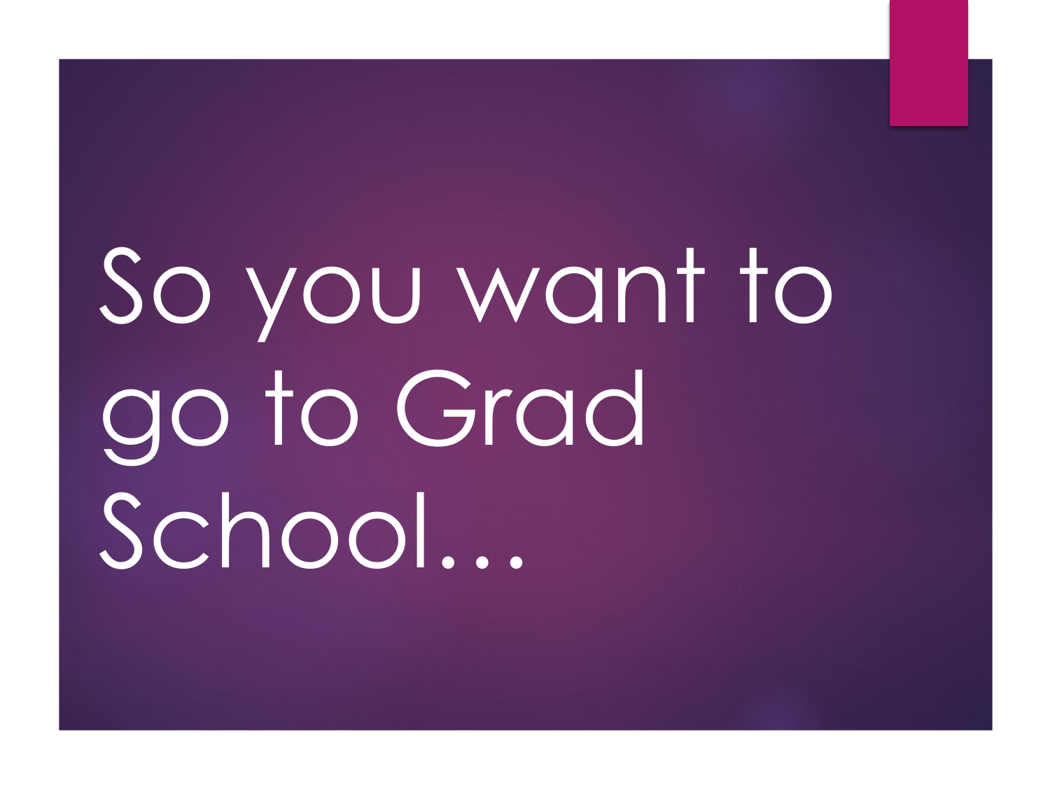# So you want to go to Grad School…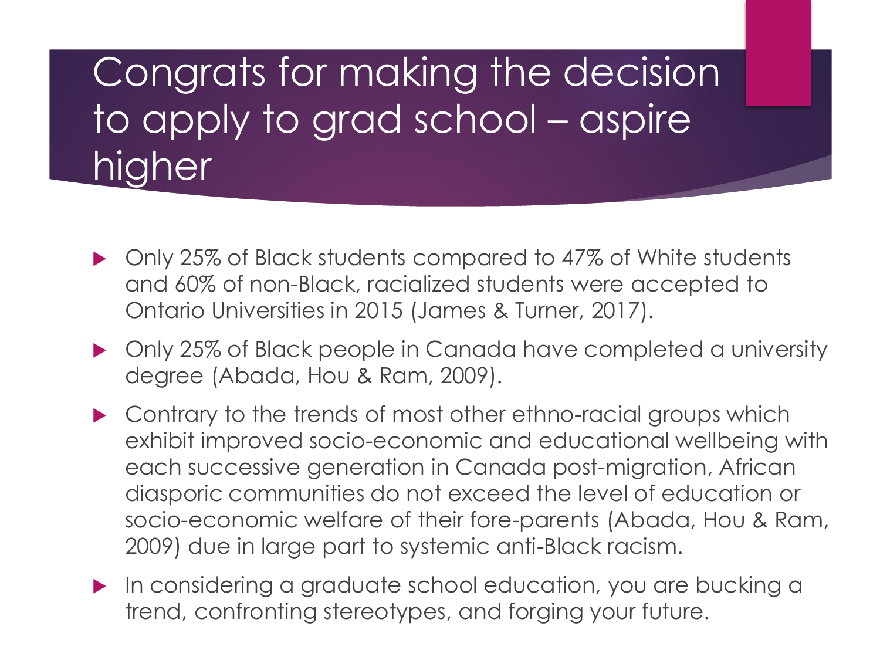# Congrats for making the decision to apply to grad school – aspire higher

- Only 25% of Black students compared to 47% of White students and 60% of non-Black, racialized students were accepted to Ontario Universities in 2015 (James & Turner, 2017).
- Only 25% of Black people in Canada have completed a university degree (Abada, Hou & Ram, 2009).
- Contrary to the trends of most other ethno-racial groups which exhibit improved socio-economic and educational wellbeing with each successive generation in Canada post-migration, African diasporic communities do not exceed the level of education or socio-economic welfare of their fore-parents (Abada, Hou & Ram, 2009) due in large part to systemic anti-Black racism.
- In considering a graduate school education, you are bucking a trend, confronting stereotypes, and forging your future.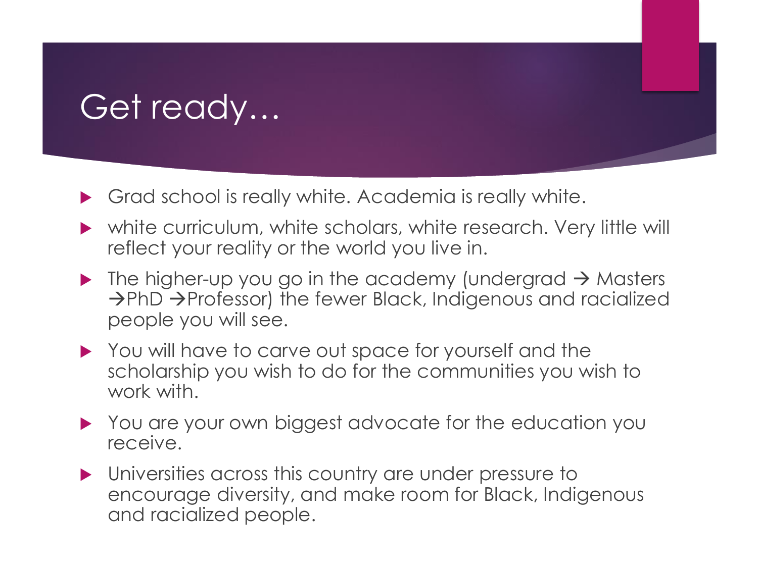# Get ready…

- Grad school is really white. Academia is really white.
- white curriculum, white scholars, white research. Very little will reflect your reality or the world you live in.
- The higher-up you go in the academy (undergrad → Masters →PhD →Professor) the fewer Black, Indigenous and racialized people you will see.
- You will have to carve out space for yourself and the scholarship you wish to do for the communities you wish to work with.
- You are your own biggest advocate for the education you receive.
- Universities across this country are under pressure to encourage diversity, and make room for Black, Indigenous and racialized people.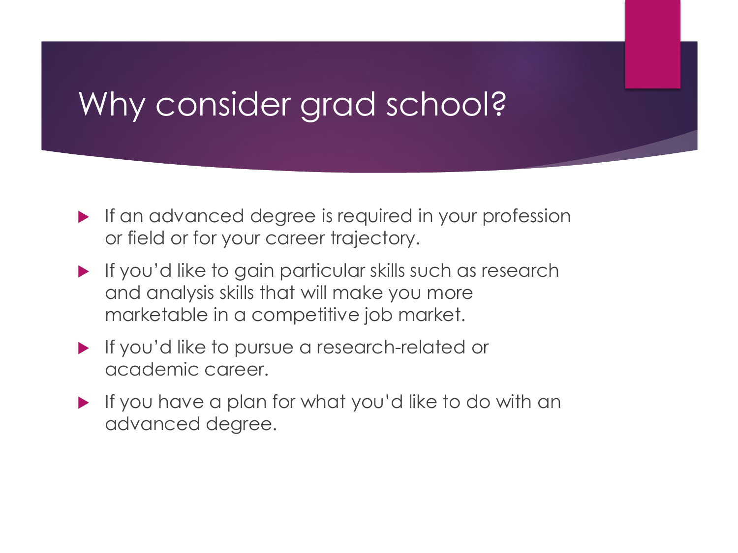# Why consider grad school?

- If an advanced degree is required in your profession or field or for your career trajectory.
- If you'd like to gain particular skills such as research and analysis skills that will make you more marketable in a competitive job market.
- If you'd like to pursue a research-related or academic career.
- If you have a plan for what you'd like to do with an advanced degree.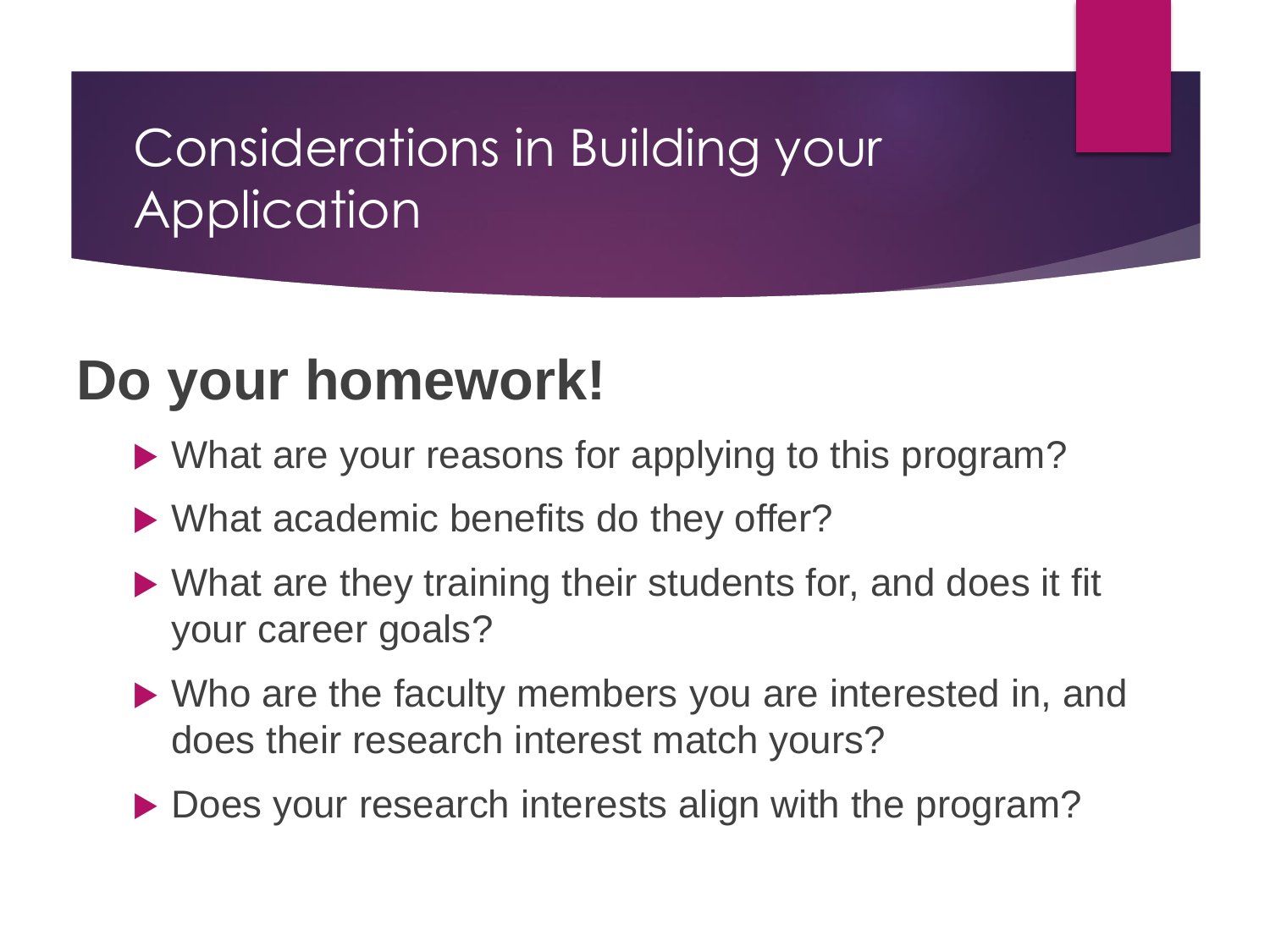# Considerations in Building your Application

## Do your homework!

- What are your reasons for applying to this program?
- What academic benefits do they offer?
- What are they training their students for, and does it fit your career goals?
- Who are the faculty members you are interested in, and does their research interest match yours?
- Does your research interests align with the program?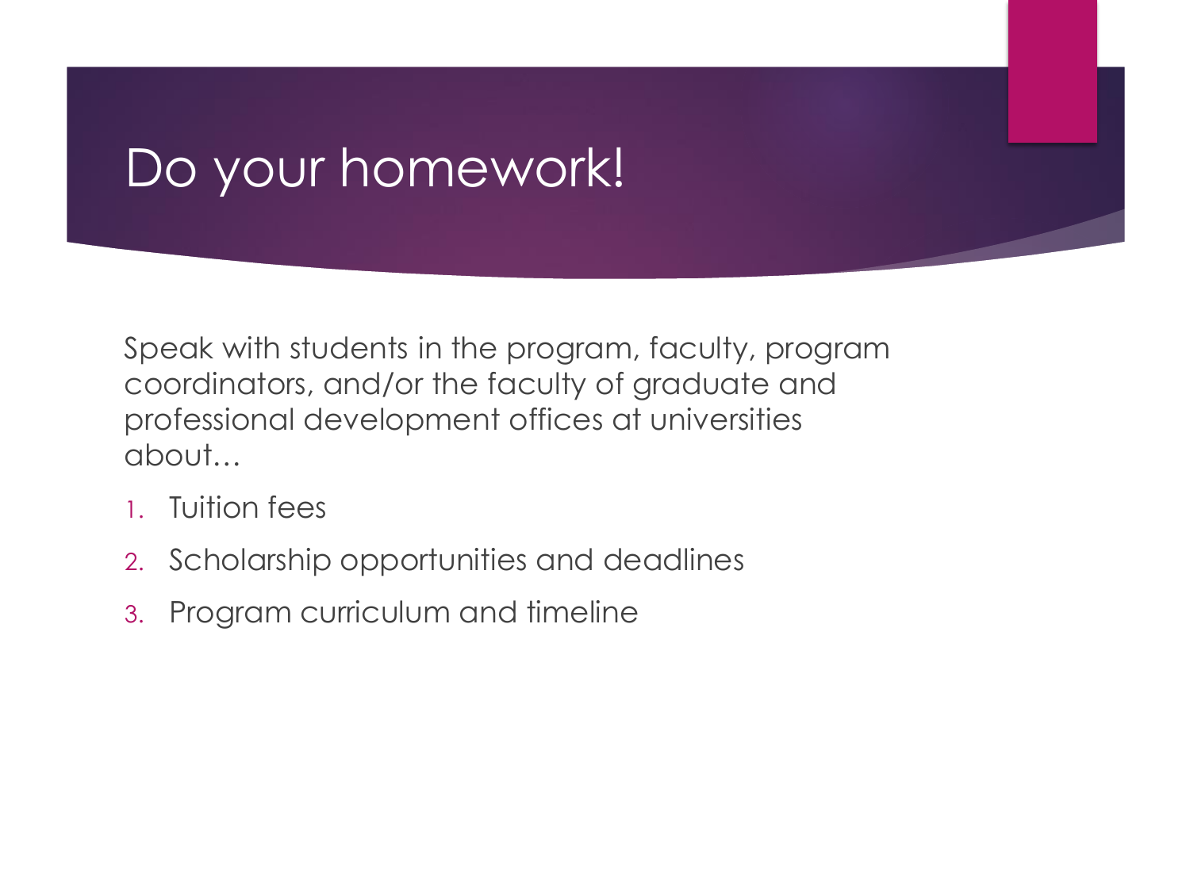# Do your homework!

Speak with students in the program, faculty, program coordinators, and/or the faculty of graduate and professional development offices at universities about…

1. Tuition fees
2. Scholarship opportunities and deadlines
3. Program curriculum and timeline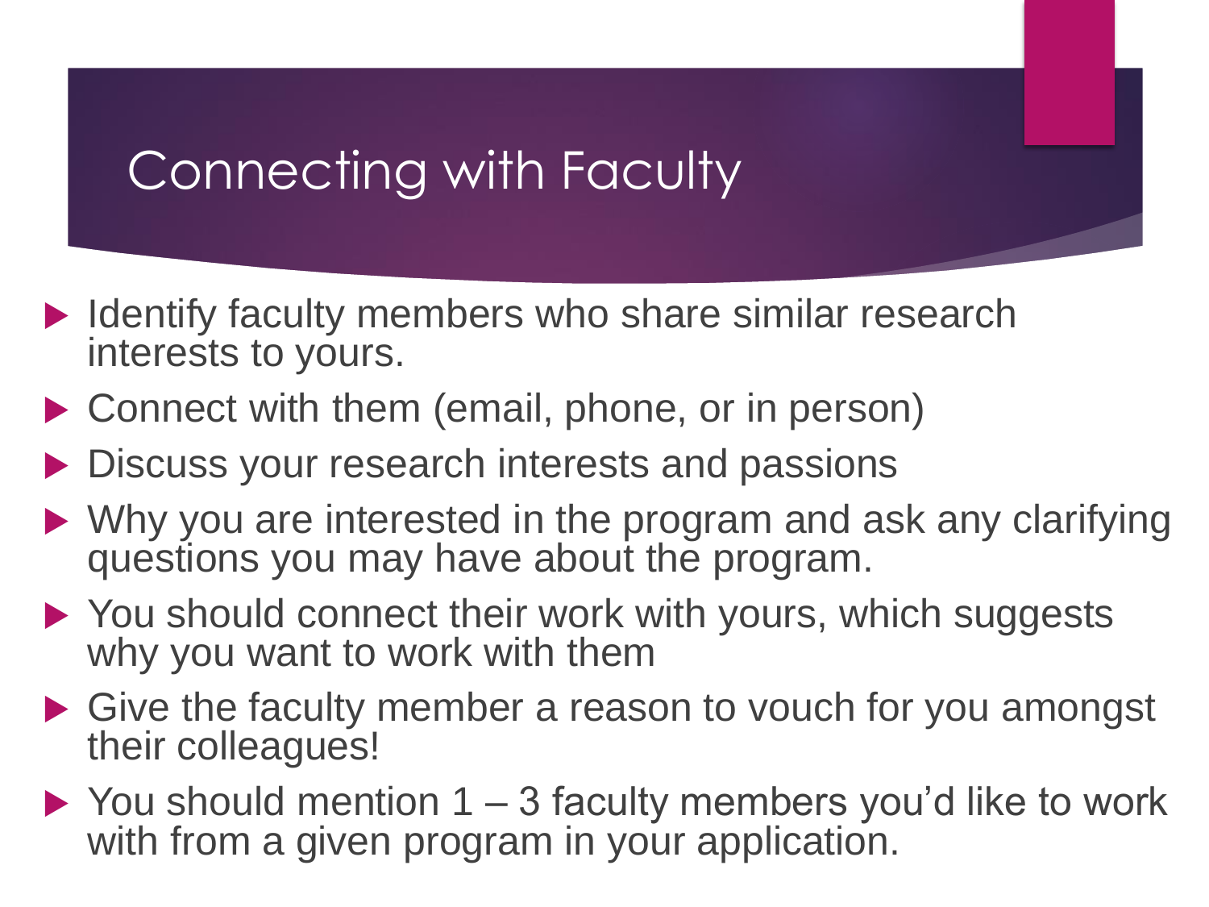# Connecting with Faculty

- Identify faculty members who share similar research interests to yours.
- Connect with them (email, phone, or in person)
- Discuss your research interests and passions
- Why you are interested in the program and ask any clarifying questions you may have about the program.
- You should connect their work with yours, which suggests why you want to work with them
- Give the faculty member a reason to vouch for you amongst their colleagues!
- You should mention 1 – 3 faculty members you'd like to work with from a given program in your application.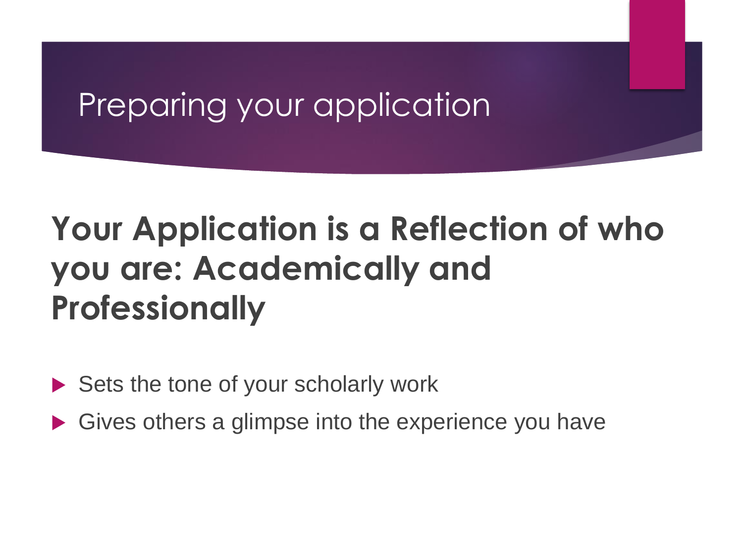# Preparing your application

## Your Application is a Reflection of who you are: Academically and Professionally

- Sets the tone of your scholarly work
- Gives others a glimpse into the experience you have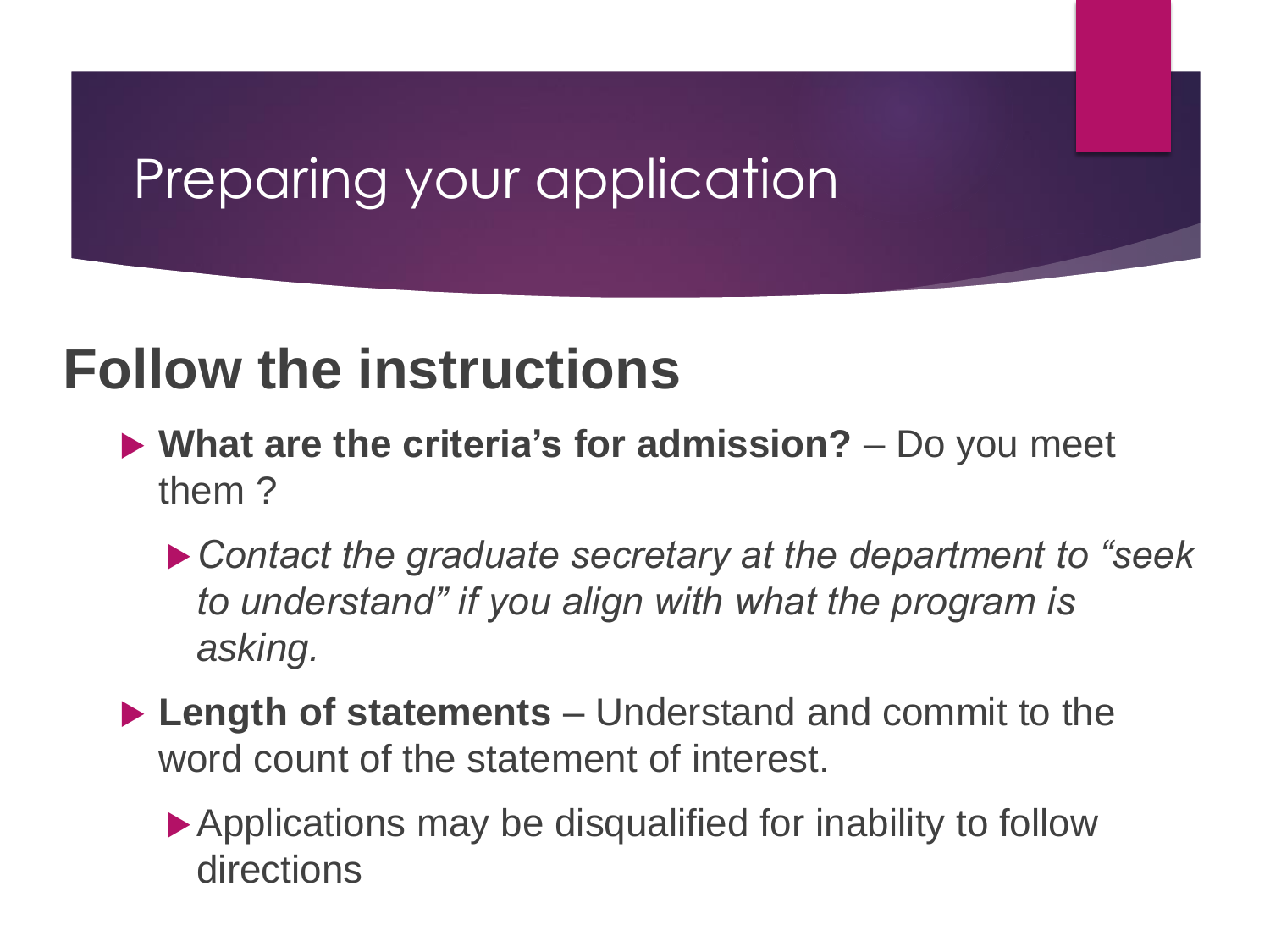# Preparing your application

## Follow the instructions

- **What are the criteria's for admission?** – Do you meet them ?
  - *Contact the graduate secretary at the department to "seek to understand" if you align with what the program is asking.*
- **Length of statements** – Understand and commit to the word count of the statement of interest.
  - Applications may be disqualified for inability to follow directions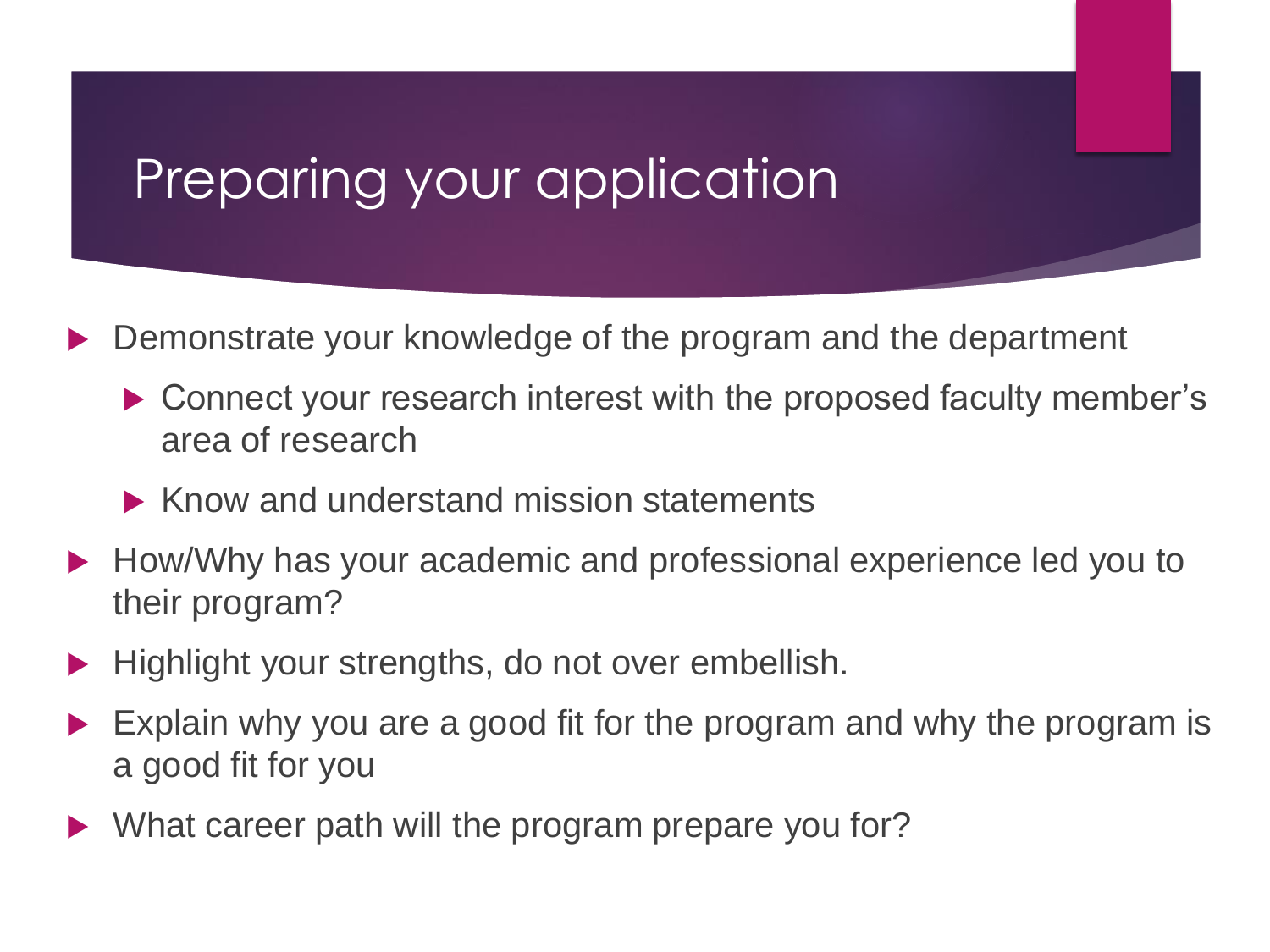# Preparing your application

- Demonstrate your knowledge of the program and the department
  - Connect your research interest with the proposed faculty member's area of research
  - Know and understand mission statements
- How/Why has your academic and professional experience led you to their program?
- Highlight your strengths, do not over embellish.
- Explain why you are a good fit for the program and why the program is a good fit for you
- What career path will the program prepare you for?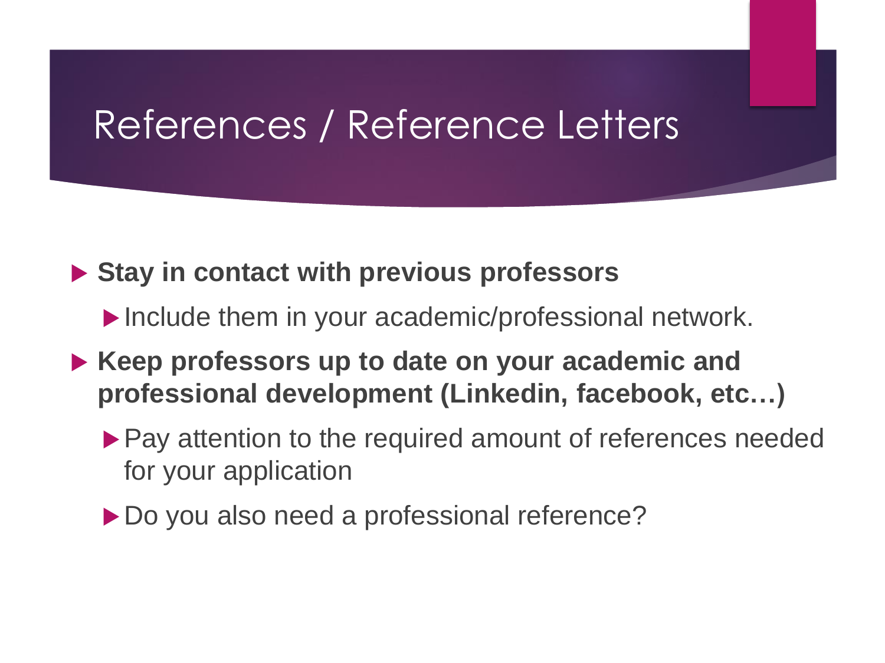# References / Reference Letters

- **Stay in contact with previous professors**
  - Include them in your academic/professional network.
- **Keep professors up to date on your academic and professional development (Linkedin, facebook, etc…)**
  - Pay attention to the required amount of references needed for your application
  - Do you also need a professional reference?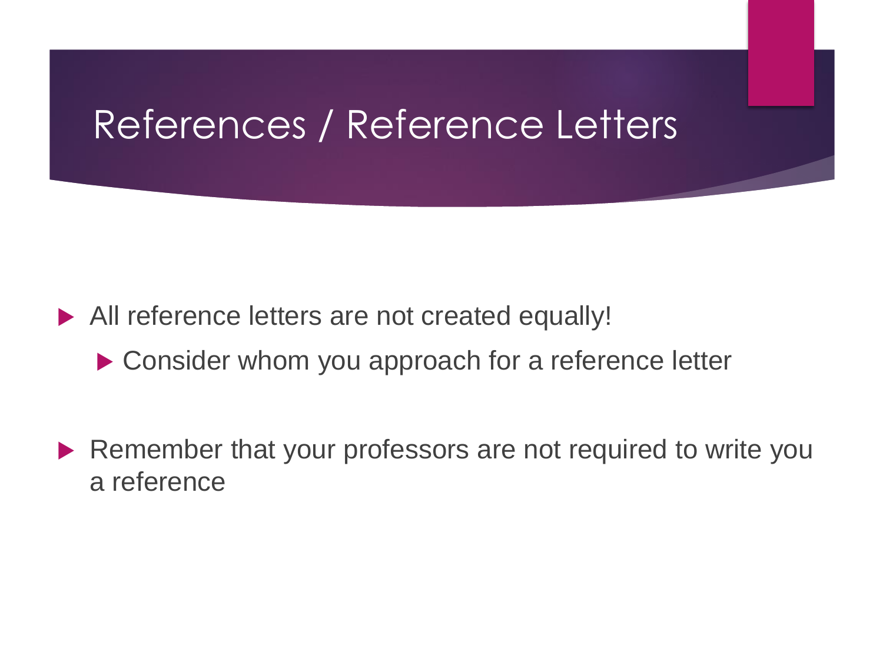# References / Reference Letters

- All reference letters are not created equally!
  - Consider whom you approach for a reference letter
- Remember that your professors are not required to write you a reference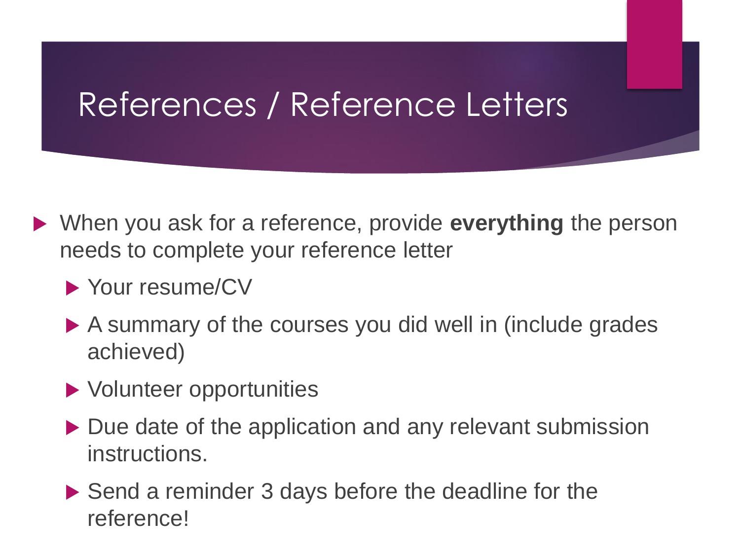# References / Reference Letters

- When you ask for a reference, provide **everything** the person needs to complete your reference letter
  - Your resume/CV
  - A summary of the courses you did well in (include grades achieved)
  - Volunteer opportunities
  - Due date of the application and any relevant submission instructions.
  - Send a reminder 3 days before the deadline for the reference!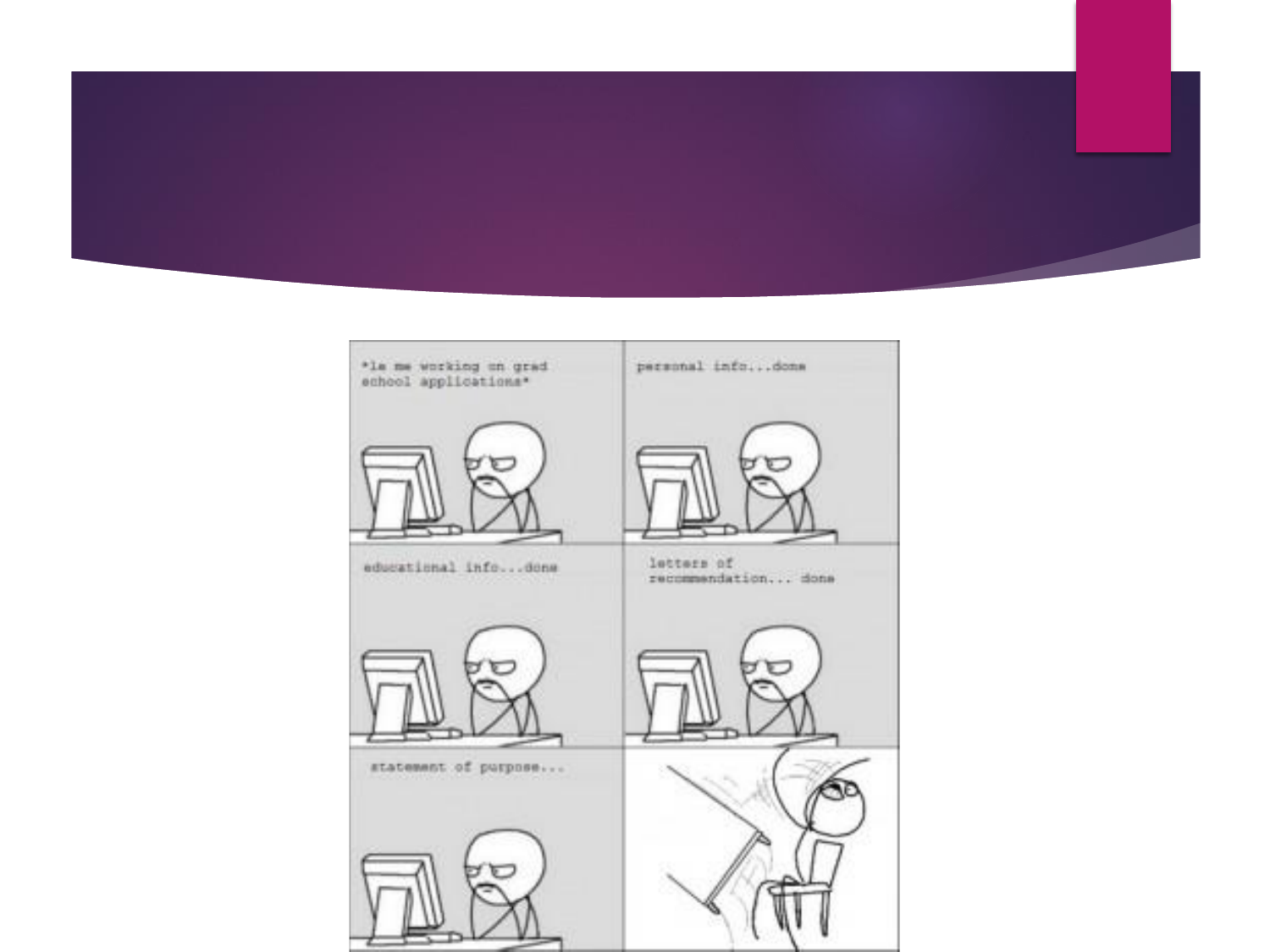*le me working on grad school applications*

personal info...done

educational info...done

letters of recommendation... done

statement of purpose...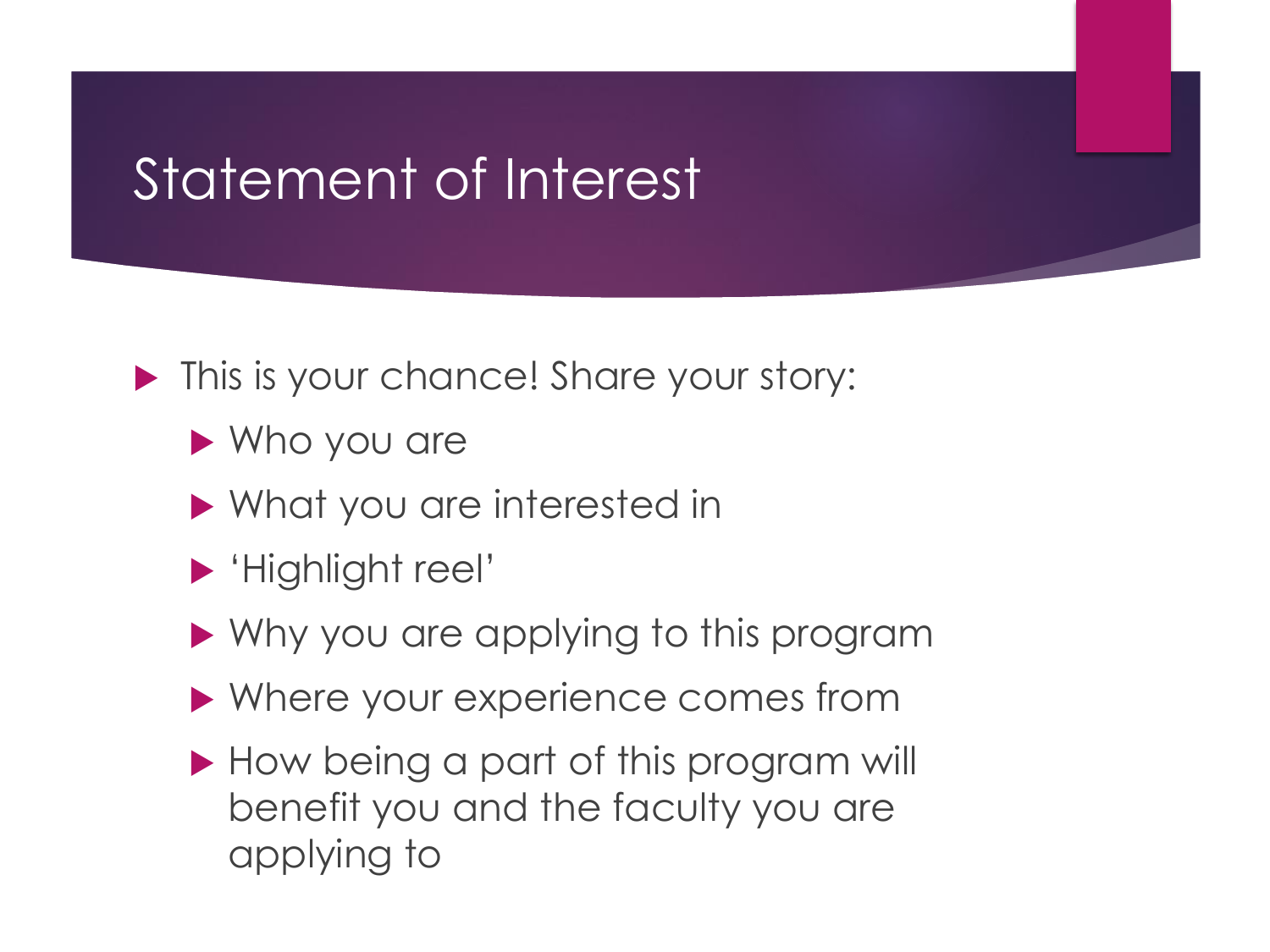# Statement of Interest

- This is your chance! Share your story:
  - Who you are
  - What you are interested in
  - ‘Highlight reel’
  - Why you are applying to this program
  - Where your experience comes from
  - How being a part of this program will benefit you and the faculty you are applying to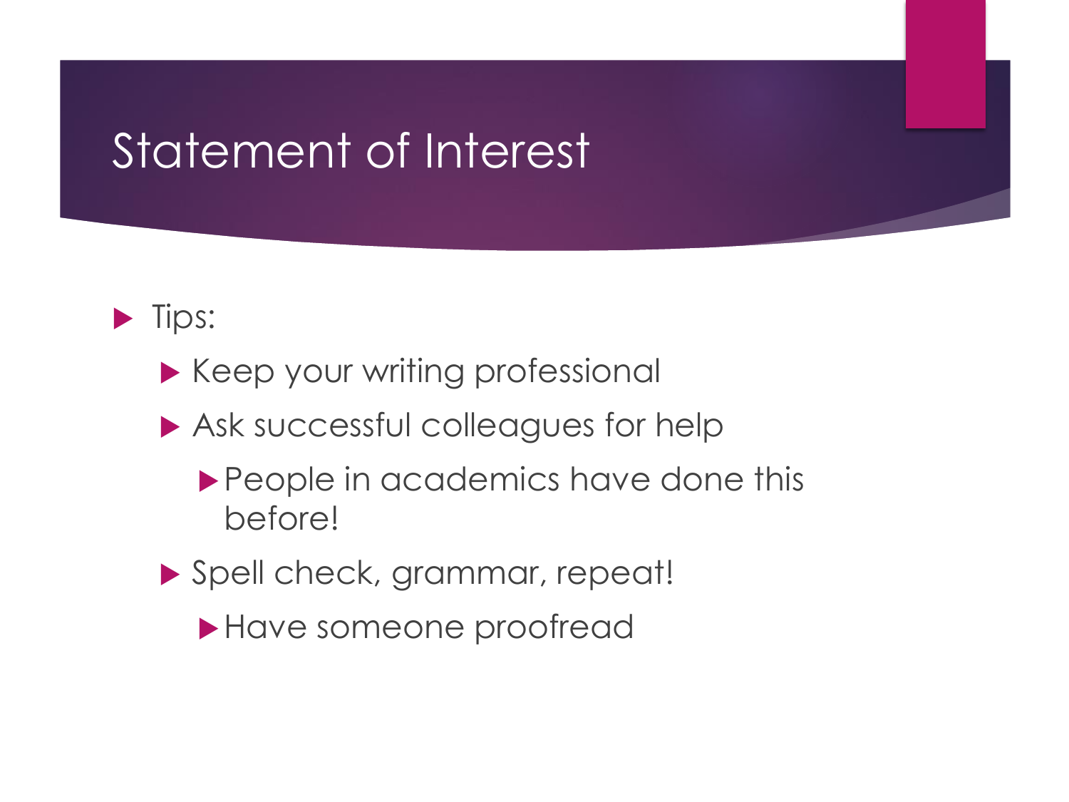# Statement of Interest

- Tips:
  - Keep your writing professional
  - Ask successful colleagues for help
    - People in academics have done this before!
  - Spell check, grammar, repeat!
    - Have someone proofread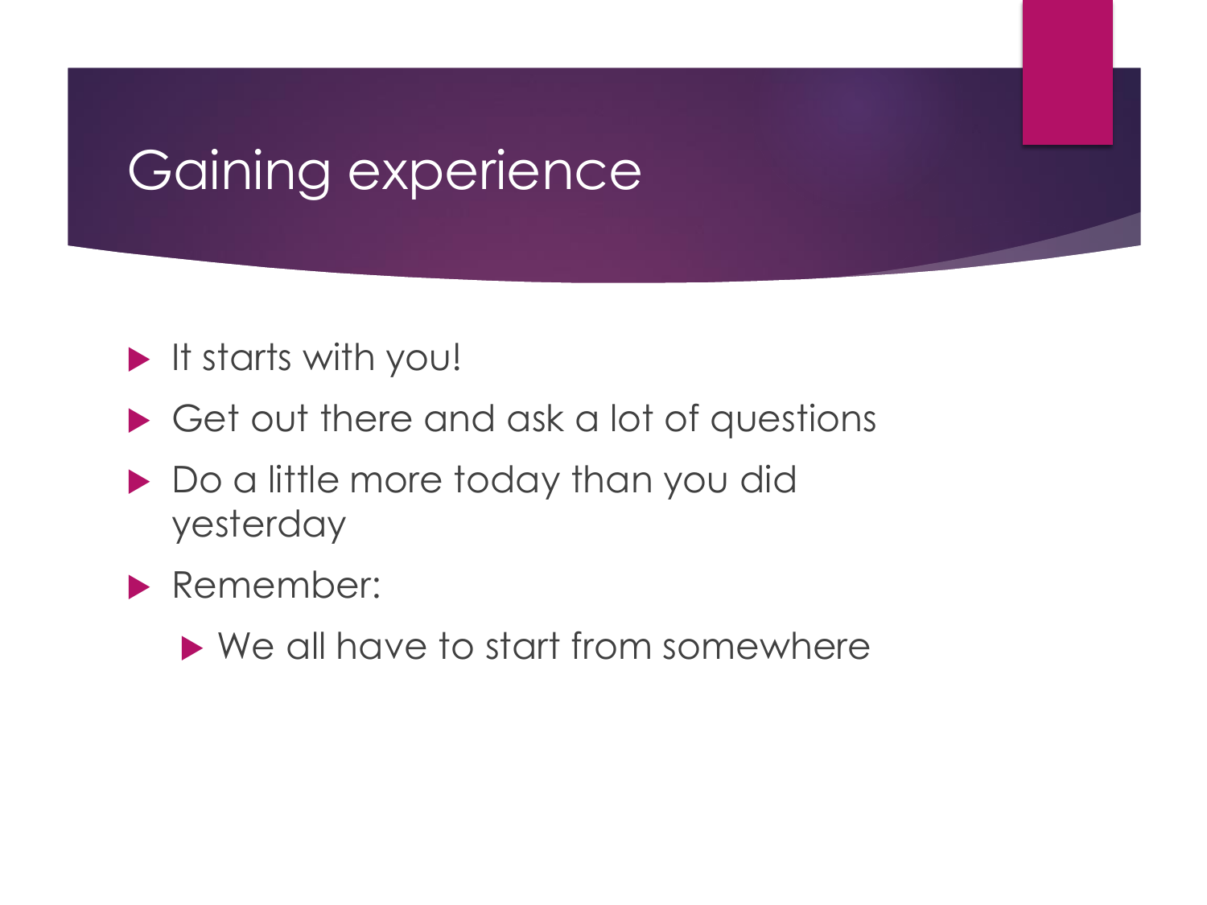# Gaining experience

- It starts with you!
- Get out there and ask a lot of questions
- Do a little more today than you did yesterday
- Remember:
  - We all have to start from somewhere